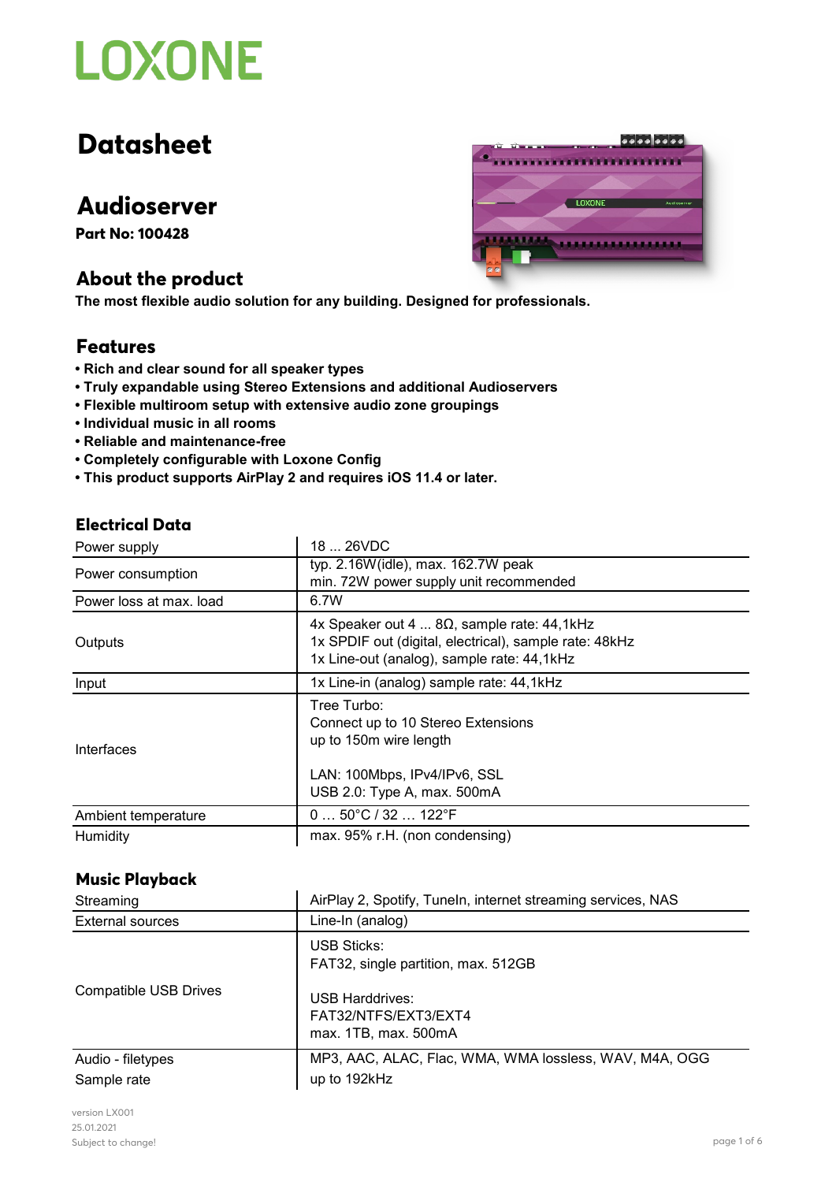# LOXONE

# Datasheet

## Audioserver

**Part No: 100428**

### About the product

**The most flexible audio solution for any building. Designed for professionals.**

### Features

- **Rich and clear sound for all speaker types**
- **Truly expandable using Stereo Extensions and additional Audioservers**
- **Flexible multiroom setup with extensive audio zone groupings**
- **Individual music in all rooms**
- **Reliable and maintenance-free**
- **Completely configurable with Loxone Config**
- **This product supports AirPlay 2 and requires iOS 11.4 or later.**

### Electrical Data

| | |
|---|---|
| Power supply | 18 ... 26VDC |
| Power consumption | typ. 2.16W(idle), max. 162.7W peak<br>min. 72W power supply unit recommended |
| Power loss at max. load | 6.7W |
| Outputs | 4x Speaker out 4 ... 8Ω, sample rate: 44,1kHz<br>1x SPDIF out (digital, electrical), sample rate: 48kHz<br>1x Line-out (analog), sample rate: 44,1kHz |
| Input | 1x Line-in (analog) sample rate: 44,1kHz |
| Interfaces | Tree Turbo:<br>Connect up to 10 Stereo Extensions<br>up to 150m wire length<br><br>LAN: 100Mbps, IPv4/IPv6, SSL<br>USB 2.0: Type A, max. 500mA |
| Ambient temperature | 0 … 50°C / 32 … 122°F |
| Humidity | max. 95% r.H. (non condensing) |

### Music Playback

| | |
|---|---|
| Streaming | AirPlay 2, Spotify, TuneIn, internet streaming services, NAS |
| External sources | Line-In (analog) |
| Compatible USB Drives | USB Sticks:<br>FAT32, single partition, max. 512GB<br><br>USB Harddrives:<br>FAT32/NTFS/EXT3/EXT4<br>max. 1TB, max. 500mA |
| Audio - filetypes | MP3, AAC, ALAC, Flac, WMA, WMA lossless, WAV, M4A, OGG |
| Sample rate | up to 192kHz |

version LX001
25.01.2021
Subject to change!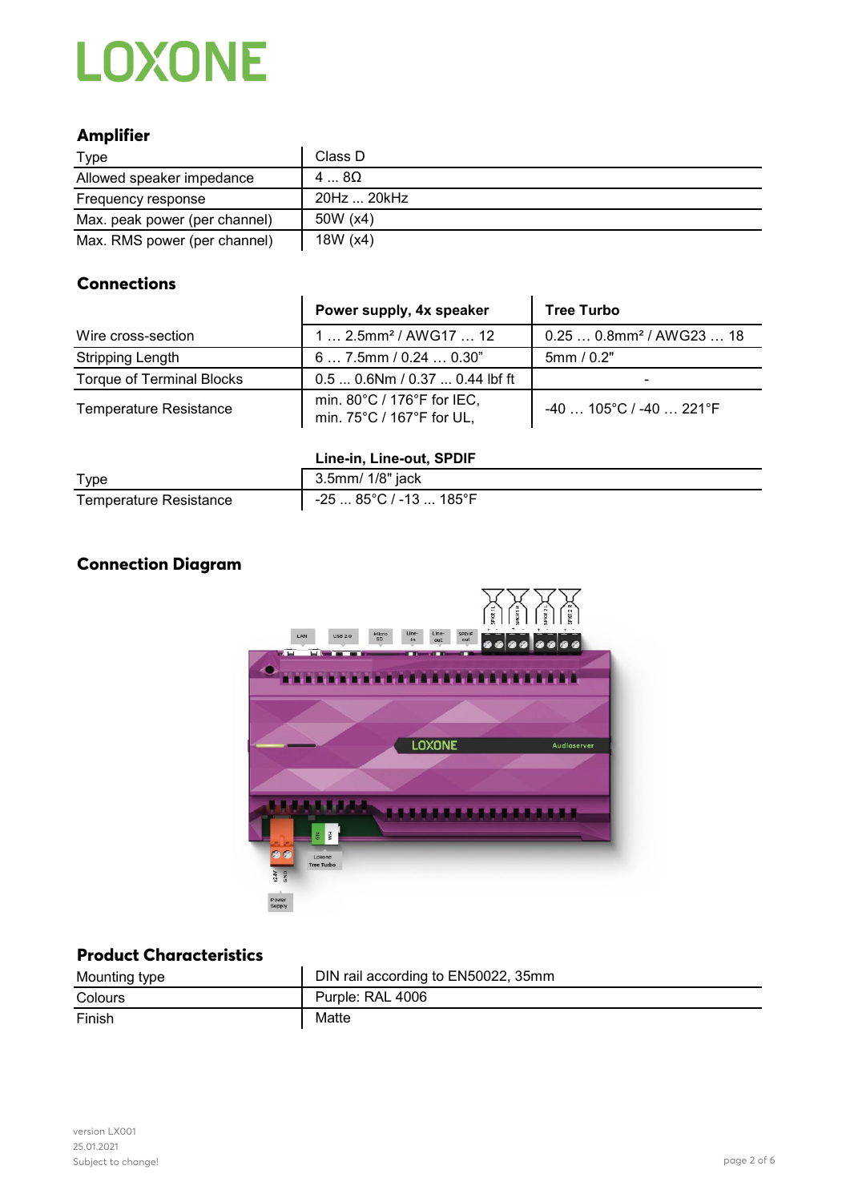## Amplifier

| Type | Class D |
|---|---|
| Allowed speaker impedance | 4 ... 8Ω |
| Frequency response | 20Hz ... 20kHz |
| Max. peak power (per channel) | 50W (x4) |
| Max. RMS power (per channel) | 18W (x4) |

## Connections

| | Power supply, 4x speaker | Tree Turbo |
|---|---|---|
| Wire cross-section | 1 … 2.5mm² / AWG17 … 12 | 0.25 … 0.8mm² / AWG23 … 18 |
| Stripping Length | 6 … 7.5mm / 0.24 … 0.30" | 5mm / 0.2" |
| Torque of Terminal Blocks | 0.5 ... 0.6Nm / 0.37 ... 0.44 lbf ft | - |
| Temperature Resistance | min. 80°C / 176°F for IEC, min. 75°C / 167°F for UL, | -40 … 105°C / -40 … 221°F |

| | Line-in, Line-out, SPDIF |
|---|---|
| Type | 3.5mm/ 1/8" jack |
| Temperature Resistance | -25 ... 85°C / -13 ... 185°F |

## Connection Diagram

## Product Characteristics

| Mounting type | DIN rail according to EN50022, 35mm |
|---|---|
| Colours | Purple: RAL 4006 |
| Finish | Matte |

version LX001
25.01.2021
Subject to change!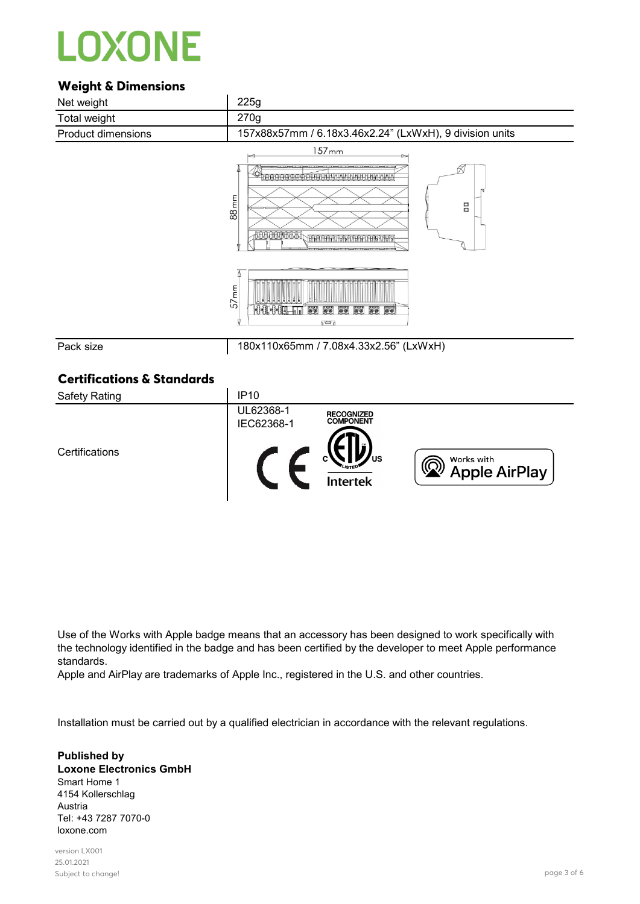LOXONE

## Weight & Dimensions

| | |
|---|---|
| Net weight | 225g |
| Total weight | 270g |
| Product dimensions | 157x88x57mm / 6.18x3.46x2.24" (LxWxH), 9 division units |
| Pack size | 180x110x65mm / 7.08x4.33x2.56" (LxWxH) |

## Certifications & Standards

| | |
|---|---|
| Safety Rating | IP10 |
| Certifications | UL62368-1<br>IEC62368-1 |

Use of the Works with Apple badge means that an accessory has been designed to work specifically with the technology identified in the badge and has been certified by the developer to meet Apple performance standards.
Apple and AirPlay are trademarks of Apple Inc., registered in the U.S. and other countries.

Installation must be carried out by a qualified electrician in accordance with the relevant regulations.

**Published by**
**Loxone Electronics GmbH**
Smart Home 1
4154 Kollerschlag
Austria
Tel: +43 7287 7070-0
loxone.com

version LX001
25.01.2021
Subject to change!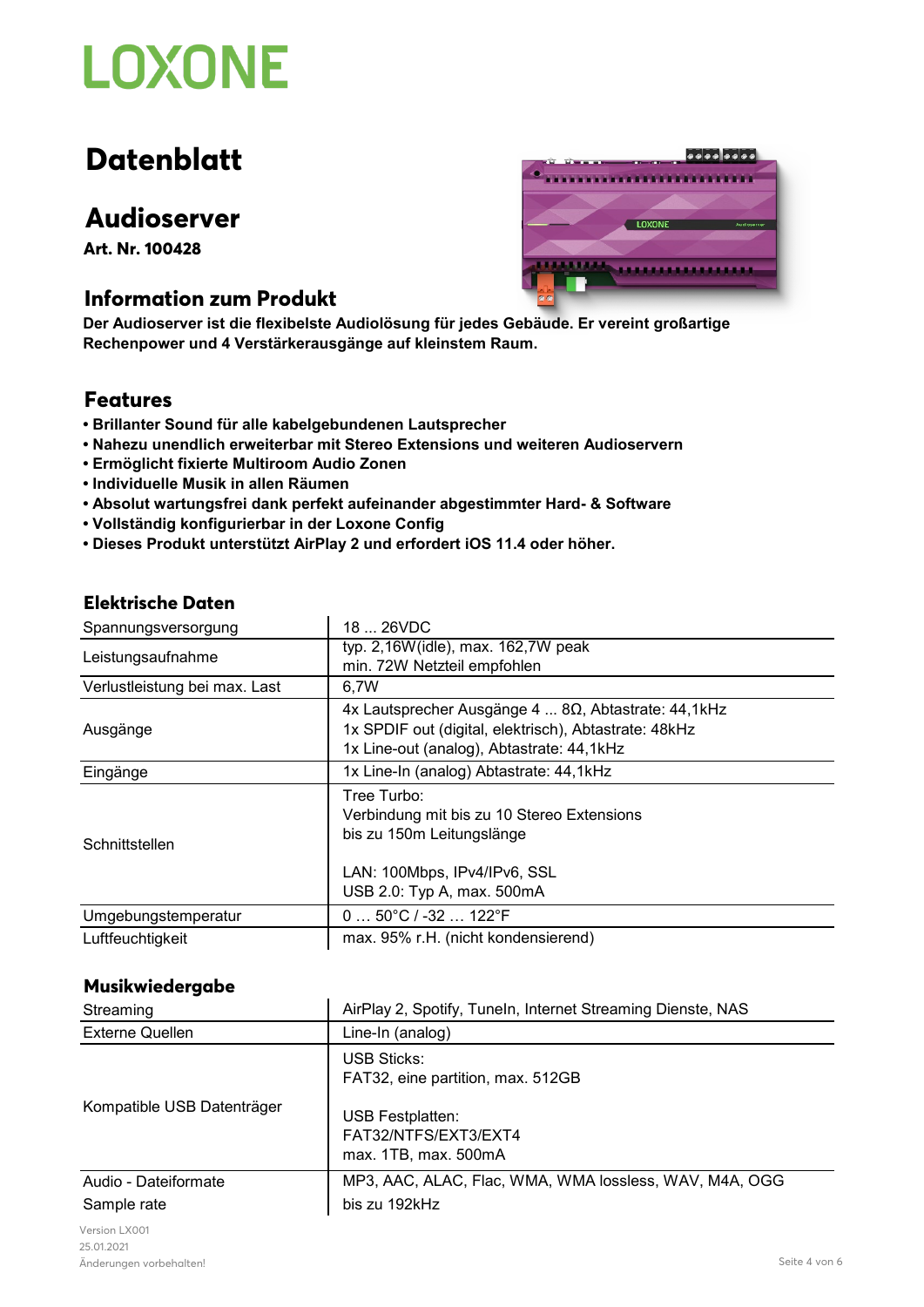# Datenblatt

## Audioserver

**Art. Nr. 100428**

### Information zum Produkt

**Der Audioserver ist die flexibelste Audiolösung für jedes Gebäude. Er vereint großartige Rechenpower und 4 Verstärkerausgänge auf kleinstem Raum.**

### Features

- **Brillanter Sound für alle kabelgebundenen Lautsprecher**
- **Nahezu unendlich erweiterbar mit Stereo Extensions und weiteren Audioservern**
- **Ermöglicht fixierte Multiroom Audio Zonen**
- **Individuelle Musik in allen Räumen**
- **Absolut wartungsfrei dank perfekt aufeinander abgestimmter Hard- & Software**
- **Vollständig konfigurierbar in der Loxone Config**
- **Dieses Produkt unterstützt AirPlay 2 und erfordert iOS 11.4 oder höher.**

### Elektrische Daten

| | |
|---|---|
| Spannungsversorgung | 18 ... 26VDC |
| Leistungsaufnahme | typ. 2,16W(idle), max. 162,7W peak<br>min. 72W Netzteil empfohlen |
| Verlustleistung bei max. Last | 6,7W |
| Ausgänge | 4x Lautsprecher Ausgänge 4 ... 8Ω, Abtastrate: 44,1kHz<br>1x SPDIF out (digital, elektrisch), Abtastrate: 48kHz<br>1x Line-out (analog), Abtastrate: 44,1kHz |
| Eingänge | 1x Line-In (analog) Abtastrate: 44,1kHz |
| Schnittstellen | Tree Turbo:<br>Verbindung mit bis zu 10 Stereo Extensions<br>bis zu 150m Leitungslänge<br><br>LAN: 100Mbps, IPv4/IPv6, SSL<br>USB 2.0: Typ A, max. 500mA |
| Umgebungstemperatur | 0 … 50°C / -32 … 122°F |
| Luftfeuchtigkeit | max. 95% r.H. (nicht kondensierend) |

### Musikwiedergabe

| | |
|---|---|
| Streaming | AirPlay 2, Spotify, TuneIn, Internet Streaming Dienste, NAS |
| Externe Quellen | Line-In (analog) |
| Kompatible USB Datenträger | USB Sticks:<br>FAT32, eine partition, max. 512GB<br><br>USB Festplatten:<br>FAT32/NTFS/EXT3/EXT4<br>max. 1TB, max. 500mA |
| Audio - Dateiformate | MP3, AAC, ALAC, Flac, WMA, WMA lossless, WAV, M4A, OGG |
| Sample rate | bis zu 192kHz |

Version LX001
25.01.2021
Änderungen vorbehalten!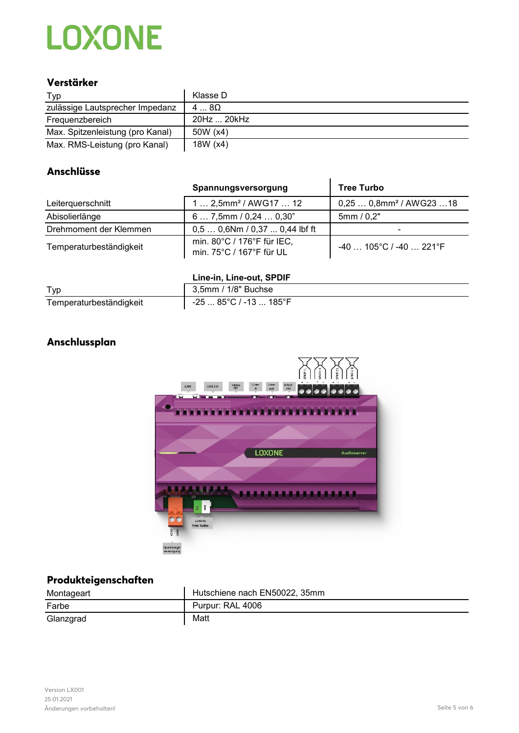## Verstärker

| Typ | Klasse D |
|---|---|
| zulässige Lautsprecher Impedanz | 4 ... 8Ω |
| Frequenzbereich | 20Hz ... 20kHz |
| Max. Spitzenleistung (pro Kanal) | 50W (x4) |
| Max. RMS-Leistung (pro Kanal) | 18W (x4) |

## Anschlüsse

| | Spannungsversorgung | Tree Turbo |
|---|---|---|
| Leiterquerschnitt | 1 … 2,5mm² / AWG17 … 12 | 0,25 … 0,8mm² / AWG23 …18 |
| Abisolierlänge | 6 … 7,5mm / 0,24 … 0,30" | 5mm / 0,2" |
| Drehmoment der Klemmen | 0,5 … 0,6Nm / 0,37 ... 0,44 lbf ft | - |
| Temperaturbeständigkeit | min. 80°C / 176°F für IEC,<br>min. 75°C / 167°F für UL | -40 … 105°C / -40 … 221°F |

| | Line-in, Line-out, SPDIF |
|---|---|
| Typ | 3,5mm / 1/8" Buchse |
| Temperaturbeständigkeit | -25 ... 85°C / -13 ... 185°F |

## Anschlussplan

## Produkteigenschaften

| Montageart | Hutschiene nach EN50022, 35mm |
|---|---|
| Farbe | Purpur: RAL 4006 |
| Glanzgrad | Matt |

Version LX001
25.01.2021
Änderungen vorbehalten!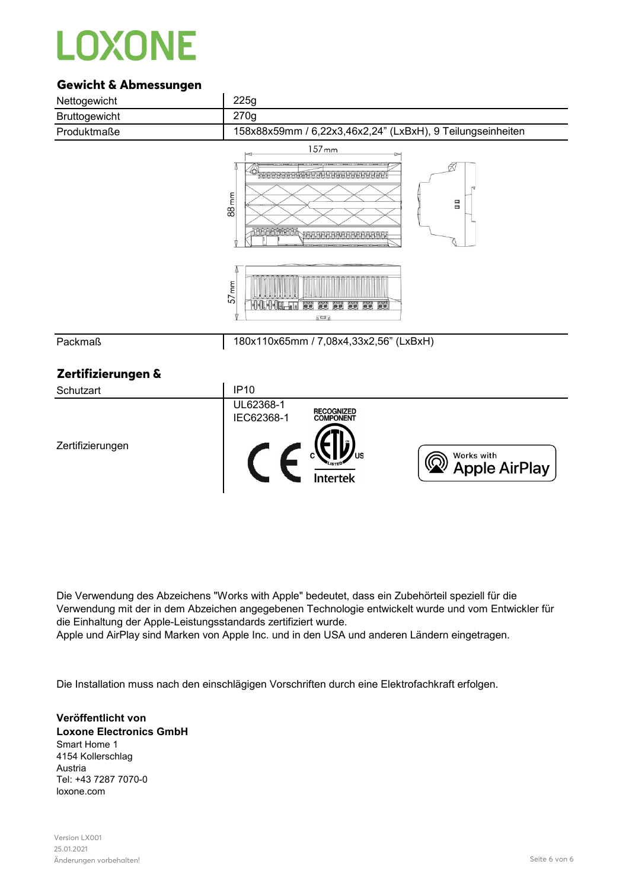LOXONE

## Gewicht & Abmessungen

| | |
|---|---|
| Nettogewicht | 225g |
| Bruttogewicht | 270g |
| Produktmaße | 158x88x59mm / 6,22x3,46x2,24" (LxBxH), 9 Teilungseinheiten |

157 mm

88 mm

57 mm

| | |
|---|---|
| Packmaß | 180x110x65mm / 7,08x4,33x2,56" (LxBxH) |

## Zertifizierungen &

| | |
|---|---|
| Schutzart | IP10 |
| Zertifizierungen | UL62368-1<br>IEC62368-1 |

RECOGNIZED COMPONENT

Intertek

Works with Apple AirPlay

Die Verwendung des Abzeichens "Works with Apple" bedeutet, dass ein Zubehörteil speziell für die Verwendung mit der in dem Abzeichen angegebenen Technologie entwickelt wurde und vom Entwickler für die Einhaltung der Apple-Leistungsstandards zertifiziert wurde.
Apple und AirPlay sind Marken von Apple Inc. und in den USA und anderen Ländern eingetragen.

Die Installation muss nach den einschlägigen Vorschriften durch eine Elektrofachkraft erfolgen.

**Veröffentlicht von**
**Loxone Electronics GmbH**
Smart Home 1
4154 Kollerschlag
Austria
Tel: +43 7287 7070-0
loxone.com

Version LX001
25.01.2021
Änderungen vorbehalten!